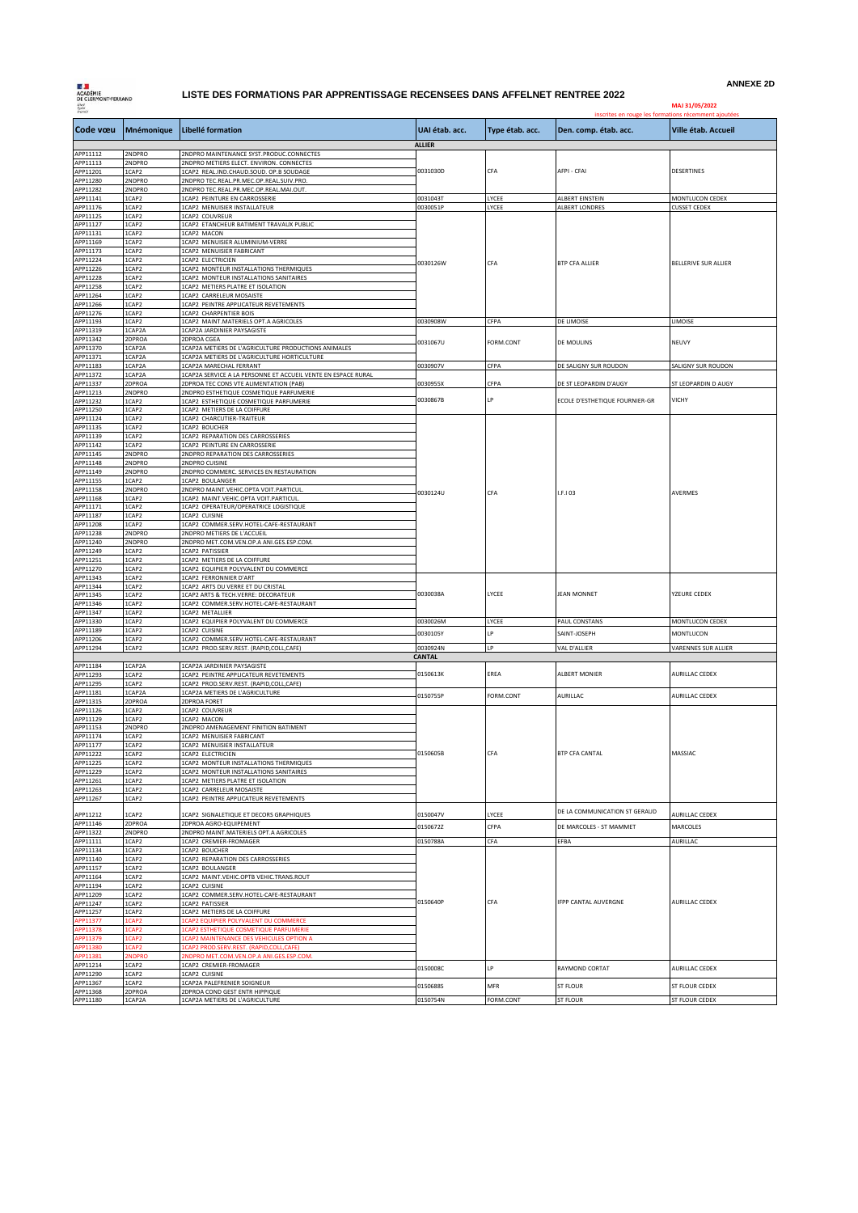ACADÉMIE DE CLERMONT-FERRAND

**ANNEXE 2D**

# LISTE DES FORMATIONS PAR APPRENTISSAGE RECENSEES DANS AFFELNET RENTREE 2022

MAJ 31/05/2022

inscrites en rouge les formations récemment ajoutées

| Code vœu | Mnémonique | Libellé formation | UAI étab. acc. | Type étab. acc. | Den. comp. étab. acc. | Ville étab. Accueil |
|---|---|---|---|---|---|---|
| **ALLIER** | | | | | | |
| APP11112 | 2NDPRO | 2NDPRO MAINTENANCE SYST.PRODUC.CONNECTES | 0031030D | CFA | AFPI - CFAI | DESERTINES |
| APP11113 | 2NDPRO | 2NDPRO METIERS ELECT. ENVIRON. CONNECTES | 0031030D | CFA | AFPI - CFAI | DESERTINES |
| APP11201 | 1CAP2 | 1CAP2 REAL.IND.CHAUD.SOUD. OP.B SOUDAGE | 0031030D | CFA | AFPI - CFAI | DESERTINES |
| APP11280 | 2NDPRO | 2NDPRO TEC.REAL.PR.MEC.OP.REAL.SUIV.PRO. | 0031030D | CFA | AFPI - CFAI | DESERTINES |
| APP11282 | 2NDPRO | 2NDPRO TEC.REAL.PR.MEC.OP.REAL.MAI.OUT. | 0031030D | CFA | AFPI - CFAI | DESERTINES |
| APP11141 | 1CAP2 | 1CAP2 PEINTURE EN CARROSSERIE | 0031043T | LYCEE | ALBERT EINSTEIN | MONTLUCON CEDEX |
| APP11176 | 1CAP2 | 1CAP2 MENUISIER INSTALLATEUR | 0030051P | LYCEE | ALBERT LONDRES | CUSSET CEDEX |
| APP11125 | 1CAP2 | 1CAP2 COUVREUR | 0030126W | CFA | BTP CFA ALLIER | BELLERIVE SUR ALLIER |
| APP11127 | 1CAP2 | 1CAP2 ETANCHEUR BATIMENT TRAVAUX PUBLIC | 0030126W | CFA | BTP CFA ALLIER | BELLERIVE SUR ALLIER |
| APP11131 | 1CAP2 | 1CAP2 MACON | 0030126W | CFA | BTP CFA ALLIER | BELLERIVE SUR ALLIER |
| APP11169 | 1CAP2 | 1CAP2 MENUISIER ALUMINIUM-VERRE | 0030126W | CFA | BTP CFA ALLIER | BELLERIVE SUR ALLIER |
| APP11173 | 1CAP2 | 1CAP2 MENUISIER FABRICANT | 0030126W | CFA | BTP CFA ALLIER | BELLERIVE SUR ALLIER |
| APP11224 | 1CAP2 | 1CAP2 ELECTRICIEN | 0030126W | CFA | BTP CFA ALLIER | BELLERIVE SUR ALLIER |
| APP11226 | 1CAP2 | 1CAP2 MONTEUR INSTALLATIONS THERMIQUES | 0030126W | CFA | BTP CFA ALLIER | BELLERIVE SUR ALLIER |
| APP11228 | 1CAP2 | 1CAP2 MONTEUR INSTALLATIONS SANITAIRES | 0030126W | CFA | BTP CFA ALLIER | BELLERIVE SUR ALLIER |
| APP11258 | 1CAP2 | 1CAP2 METIERS PLATRE ET ISOLATION | 0030126W | CFA | BTP CFA ALLIER | BELLERIVE SUR ALLIER |
| APP11264 | 1CAP2 | 1CAP2 CARRELEUR MOSAISTE | 0030126W | CFA | BTP CFA ALLIER | BELLERIVE SUR ALLIER |
| APP11266 | 1CAP2 | 1CAP2 PEINTRE APPLICATEUR REVETEMENTS | 0030126W | CFA | BTP CFA ALLIER | BELLERIVE SUR ALLIER |
| APP11276 | 1CAP2 | 1CAP2 CHARPENTIER BOIS | 0030126W | CFA | BTP CFA ALLIER | BELLERIVE SUR ALLIER |
| APP11193 | 1CAP2 | 1CAP2 MAINT.MATERIELS OPT.A AGRICOLES | 0030908W | CFPA | DE LIMOISE | LIMOISE |
| APP11319 | 1CAP2A | 1CAP2A JARDINIER PAYSAGISTE | 0031067U | FORM.CONT | DE MOULINS | NEUVY |
| APP11342 | 2DPROA | 2DPROA CGEA | 0031067U | FORM.CONT | DE MOULINS | NEUVY |
| APP11370 | 1CAP2A | 1CAP2A METIERS DE L'AGRICULTURE PRODUCTIONS ANIMALES | 0031067U | FORM.CONT | DE MOULINS | NEUVY |
| APP11371 | 1CAP2A | 1CAP2A METIERS DE L'AGRICULTURE HORTICULTURE | 0031067U | FORM.CONT | DE MOULINS | NEUVY |
| APP11183 | 1CAP2A | 1CAP2A MARECHAL FERRANT | 0030907V | CFPA | DE SALIGNY SUR ROUDON | SALIGNY SUR ROUDON |
| APP11372 | 1CAP2A | 1CAP2A SERVICE A LA PERSONNE ET ACCUEIL VENTE EN ESPACE RURAL | 0030907V | CFPA | DE SALIGNY SUR ROUDON | SALIGNY SUR ROUDON |
| APP11337 | 2DPROA | 2DPROA TEC CONS VTE ALIMENTATION (PAB) | 0030955X | CFPA | DE ST LEOPARDIN D'AUGY | ST LEOPARDIN D AUGY |
| APP11213 | 2NDPRO | 2NDPRO ESTHETIQUE COSMETIQUE PARFUMERIE | 0030867B | LP | ECOLE D'ESTHETIQUE FOURNIER-GR | VICHY |
| APP11232 | 1CAP2 | 1CAP2 ESTHETIQUE COSMETIQUE PARFUMERIE | 0030867B | LP | ECOLE D'ESTHETIQUE FOURNIER-GR | VICHY |
| APP11250 | 1CAP2 | 1CAP2 METIERS DE LA COIFFURE | 0030867B | LP | ECOLE D'ESTHETIQUE FOURNIER-GR | VICHY |
| APP11124 | 1CAP2 | 1CAP2 CHARCUTIER-TRAITEUR | 0030124U | CFA | I.F.I 03 | AVERMES |
| APP11135 | 1CAP2 | 1CAP2 BOUCHER | 0030124U | CFA | I.F.I 03 | AVERMES |
| APP11139 | 1CAP2 | 1CAP2 REPARATION DES CARROSSERIES | 0030124U | CFA | I.F.I 03 | AVERMES |
| APP11142 | 1CAP2 | 1CAP2 PEINTURE EN CARROSSERIE | 0030124U | CFA | I.F.I 03 | AVERMES |
| APP11145 | 2NDPRO | 2NDPRO REPARATION DES CARROSSERIES | 0030124U | CFA | I.F.I 03 | AVERMES |
| APP11148 | 2NDPRO | 2NDPRO CUISINE | 0030124U | CFA | I.F.I 03 | AVERMES |
| APP11149 | 2NDPRO | 2NDPRO COMMERC. SERVICES EN RESTAURATION | 0030124U | CFA | I.F.I 03 | AVERMES |
| APP11155 | 1CAP2 | 1CAP2 BOULANGER | 0030124U | CFA | I.F.I 03 | AVERMES |
| APP11158 | 2NDPRO | 2NDPRO MAINT.VEHIC.OPTA VOIT.PARTICUL. | 0030124U | CFA | I.F.I 03 | AVERMES |
| APP11168 | 1CAP2 | 1CAP2 MAINT.VEHIC.OPTA VOIT.PARTICUL. | 0030124U | CFA | I.F.I 03 | AVERMES |
| APP11171 | 1CAP2 | 1CAP2 OPERATEUR/OPERATRICE LOGISTIQUE | 0030124U | CFA | I.F.I 03 | AVERMES |
| APP11187 | 1CAP2 | 1CAP2 CUISINE | 0030124U | CFA | I.F.I 03 | AVERMES |
| APP11208 | 1CAP2 | 1CAP2 COMMER.SERV.HOTEL-CAFE-RESTAURANT | 0030124U | CFA | I.F.I 03 | AVERMES |
| APP11238 | 2NDPRO | 2NDPRO METIERS DE L'ACCUEIL | 0030124U | CFA | I.F.I 03 | AVERMES |
| APP11240 | 2NDPRO | 2NDPRO MET.COM.VEN.OP.A ANI.GES.ESP.COM. | 0030124U | CFA | I.F.I 03 | AVERMES |
| APP11249 | 1CAP2 | 1CAP2 PATISSIER | 0030124U | CFA | I.F.I 03 | AVERMES |
| APP11251 | 1CAP2 | 1CAP2 METIERS DE LA COIFFURE | 0030124U | CFA | I.F.I 03 | AVERMES |
| APP11270 | 1CAP2 | 1CAP2 EQUIPIER POLYVALENT DU COMMERCE | 0030124U | CFA | I.F.I 03 | AVERMES |
| APP11343 | 1CAP2 | 1CAP2 FERRONNIER D'ART | 0030038A | LYCEE | JEAN MONNET | YZEURE CEDEX |
| APP11344 | 1CAP2 | 1CAP2 ARTS DU VERRE ET DU CRISTAL | 0030038A | LYCEE | JEAN MONNET | YZEURE CEDEX |
| APP11345 | 1CAP2 | 1CAP2 ARTS & TECH.VERRE: DECORATEUR | 0030038A | LYCEE | JEAN MONNET | YZEURE CEDEX |
| APP11346 | 1CAP2 | 1CAP2 COMMER.SERV.HOTEL-CAFE-RESTAURANT | 0030038A | LYCEE | JEAN MONNET | YZEURE CEDEX |
| APP11347 | 1CAP2 | 1CAP2 METALLIER | 0030038A | LYCEE | JEAN MONNET | YZEURE CEDEX |
| APP11330 | 1CAP2 | 1CAP2 EQUIPIER POLYVALENT DU COMMERCE | 0030026M | LYCEE | PAUL CONSTANS | MONTLUCON CEDEX |
| APP11189 | 1CAP2 | 1CAP2 CUISINE | 0030105Y | LP | SAINT-JOSEPH | MONTLUCON |
| APP11206 | 1CAP2 | 1CAP2 COMMER.SERV.HOTEL-CAFE-RESTAURANT | 0030105Y | LP | SAINT-JOSEPH | MONTLUCON |
| APP11294 | 1CAP2 | 1CAP2 PROD.SERV.REST. (RAPID,COLL,CAFE) | 0030924N | LP | VAL D'ALLIER | VARENNES SUR ALLIER |
| **CANTAL** | | | | | | |
| APP11184 | 1CAP2A | 1CAP2A JARDINIER PAYSAGISTE | 0150613K | EREA | ALBERT MONIER | AURILLAC CEDEX |
| APP11293 | 1CAP2 | 1CAP2 PEINTRE APPLICATEUR REVETEMENTS | 0150613K | EREA | ALBERT MONIER | AURILLAC CEDEX |
| APP11295 | 1CAP2 | 1CAP2 PROD.SERV.REST. (RAPID,COLL,CAFE) | 0150613K | EREA | ALBERT MONIER | AURILLAC CEDEX |
| APP11181 | 1CAP2A | 1CAP2A METIERS DE L'AGRICULTURE | 0150755P | FORM.CONT | AURILLAC | AURILLAC CEDEX |
| APP11315 | 2DPROA | 2DPROA FORET | 0150755P | FORM.CONT | AURILLAC | AURILLAC CEDEX |
| APP11126 | 1CAP2 | 1CAP2 COUVREUR | 0150605B | CFA | BTP CFA CANTAL | MASSIAC |
| APP11129 | 1CAP2 | 1CAP2 MACON | 0150605B | CFA | BTP CFA CANTAL | MASSIAC |
| APP11153 | 2NDPRO | 2NDPRO AMENAGEMENT FINITION BATIMENT | 0150605B | CFA | BTP CFA CANTAL | MASSIAC |
| APP11174 | 1CAP2 | 1CAP2 MENUISIER FABRICANT | 0150605B | CFA | BTP CFA CANTAL | MASSIAC |
| APP11177 | 1CAP2 | 1CAP2 MENUISIER INSTALLATEUR | 0150605B | CFA | BTP CFA CANTAL | MASSIAC |
| APP11222 | 1CAP2 | 1CAP2 ELECTRICIEN | 0150605B | CFA | BTP CFA CANTAL | MASSIAC |
| APP11225 | 1CAP2 | 1CAP2 MONTEUR INSTALLATIONS THERMIQUES | 0150605B | CFA | BTP CFA CANTAL | MASSIAC |
| APP11229 | 1CAP2 | 1CAP2 MONTEUR INSTALLATIONS SANITAIRES | 0150605B | CFA | BTP CFA CANTAL | MASSIAC |
| APP11261 | 1CAP2 | 1CAP2 METIERS PLATRE ET ISOLATION | 0150605B | CFA | BTP CFA CANTAL | MASSIAC |
| APP11263 | 1CAP2 | 1CAP2 CARRELEUR MOSAISTE | 0150605B | CFA | BTP CFA CANTAL | MASSIAC |
| APP11267 | 1CAP2 | 1CAP2 PEINTRE APPLICATEUR REVETEMENTS | 0150605B | CFA | BTP CFA CANTAL | MASSIAC |
| APP11212 | 1CAP2 | 1CAP2 SIGNALETIQUE ET DECORS GRAPHIQUES | 0150047V | LYCEE | DE LA COMMUNICATION ST GERAUD | AURILLAC CEDEX |
| APP11146 | 2DPROA | 2DPROA AGRO-EQUIPEMENT | 0150672Z | CFPA | DE MARCOLES - ST MAMMET | MARCOLES |
| APP11322 | 2NDPRO | 2NDPRO MAINT.MATERIELS OPT.A AGRICOLES | 0150672Z | CFPA | DE MARCOLES - ST MAMMET | MARCOLES |
| APP11111 | 1CAP2 | 1CAP2 CREMIER-FROMAGER | 0150788A | CFA | EFBA | AURILLAC |
| APP11134 | 1CAP2 | 1CAP2 BOUCHER | 0150640P | CFA | IFPP CANTAL AUVERGNE | AURILLAC CEDEX |
| APP11140 | 1CAP2 | 1CAP2 REPARATION DES CARROSSERIES | 0150640P | CFA | IFPP CANTAL AUVERGNE | AURILLAC CEDEX |
| APP11157 | 1CAP2 | 1CAP2 BOULANGER | 0150640P | CFA | IFPP CANTAL AUVERGNE | AURILLAC CEDEX |
| APP11164 | 1CAP2 | 1CAP2 MAINT.VEHIC.OPTB VEHIC.TRANS.ROUT | 0150640P | CFA | IFPP CANTAL AUVERGNE | AURILLAC CEDEX |
| APP11194 | 1CAP2 | 1CAP2 CUISINE | 0150640P | CFA | IFPP CANTAL AUVERGNE | AURILLAC CEDEX |
| APP11209 | 1CAP2 | 1CAP2 COMMER.SERV.HOTEL-CAFE-RESTAURANT | 0150640P | CFA | IFPP CANTAL AUVERGNE | AURILLAC CEDEX |
| APP11247 | 1CAP2 | 1CAP2 PATISSIER | 0150640P | CFA | IFPP CANTAL AUVERGNE | AURILLAC CEDEX |
| APP11257 | 1CAP2 | 1CAP2 METIERS DE LA COIFFURE | 0150640P | CFA | IFPP CANTAL AUVERGNE | AURILLAC CEDEX |
| APP11377 | 1CAP2 | 1CAP2 EQUIPIER POLYVALENT DU COMMERCE | 0150640P | CFA | IFPP CANTAL AUVERGNE | AURILLAC CEDEX |
| APP11378 | 1CAP2 | 1CAP2 ESTHETIQUE COSMETIQUE PARFUMERIE | 0150640P | CFA | IFPP CANTAL AUVERGNE | AURILLAC CEDEX |
| APP11379 | 1CAP2 | 1CAP2 MAINTENANCE DES VEHICULES OPTION A | 0150640P | CFA | IFPP CANTAL AUVERGNE | AURILLAC CEDEX |
| APP11380 | 1CAP2 | 1CAP2 PROD.SERV.REST. (RAPID,COLL,CAFE) | 0150640P | CFA | IFPP CANTAL AUVERGNE | AURILLAC CEDEX |
| APP11381 | 2NDPRO | 2NDPRO MET.COM.VEN.OP.A ANI.GES.ESP.COM. | 0150640P | CFA | IFPP CANTAL AUVERGNE | AURILLAC CEDEX |
| APP11214 | 1CAP2 | 1CAP2 CREMIER-FROMAGER | 0150008C | LP | RAYMOND CORTAT | AURILLAC CEDEX |
| APP11290 | 1CAP2 | 1CAP2 CUISINE | 0150008C | LP | RAYMOND CORTAT | AURILLAC CEDEX |
| APP11367 | 1CAP2A | 1CAP2A PALEFRENIER SOIGNEUR | 0150688S | MFR | ST FLOUR | ST FLOUR CEDEX |
| APP11368 | 2DPROA | 2DPROA COND GEST ENTR HIPPIQUE | 0150688S | MFR | ST FLOUR | ST FLOUR CEDEX |
| APP11180 | 1CAP2A | 1CAP2A METIERS DE L'AGRICULTURE | 0150754N | FORM.CONT | ST FLOUR | ST FLOUR CEDEX |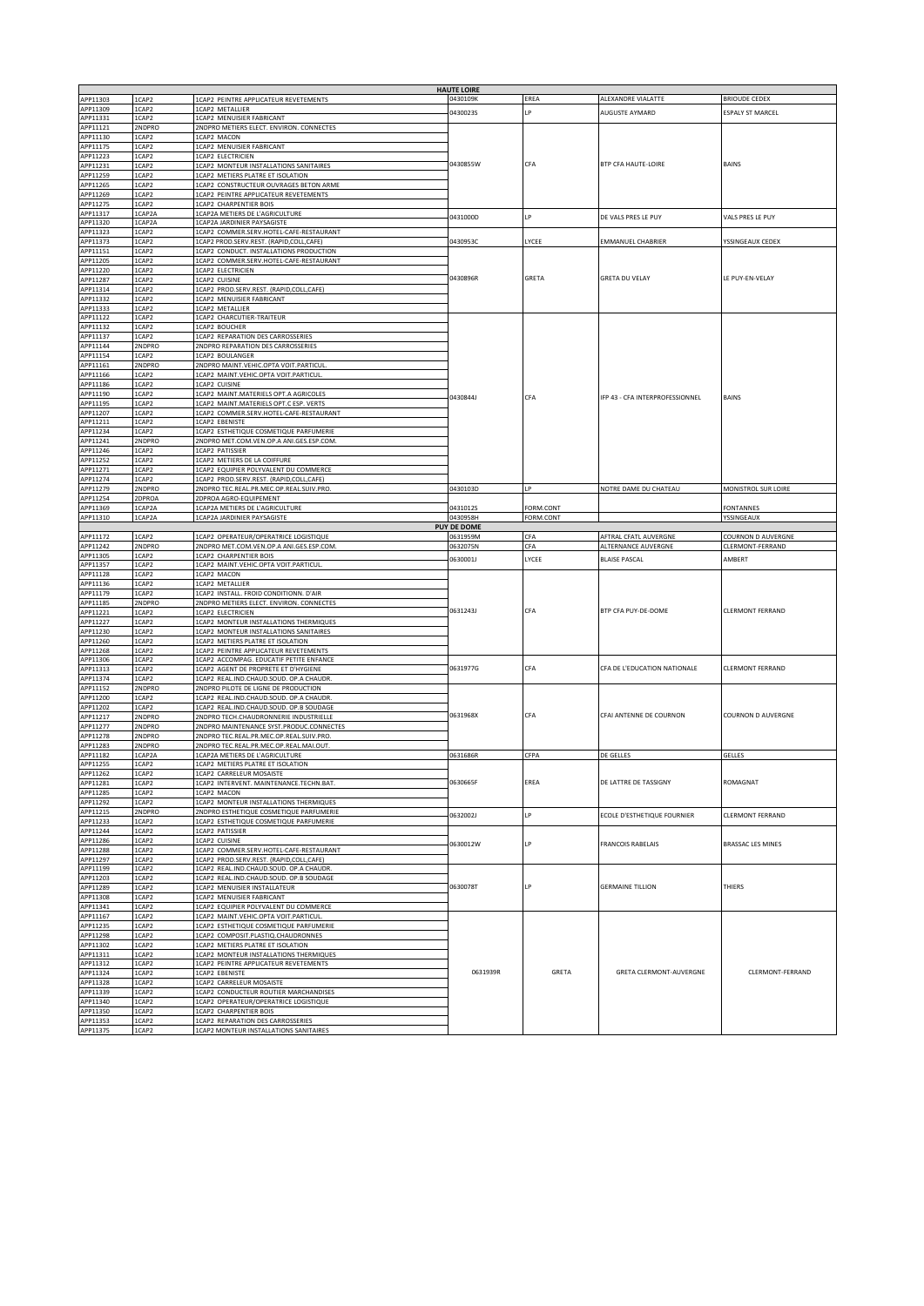| | | | **HAUTE LOIRE** | | | |
|---|---|---|---|---|---|---|
| APP11303 | 1CAP2 | 1CAP2 PEINTRE APPLICATEUR REVETEMENTS | 0430109K | EREA | ALEXANDRE VIALATTE | BRIOUDE CEDEX |
| APP11309 | 1CAP2 | 1CAP2 METALLIER | 0430023S | LP | AUGUSTE AYMARD | ESPALY ST MARCEL |
| APP11331 | 1CAP2 | 1CAP2 MENUISIER FABRICANT | | | | |
| APP11121 | 2NDPRO | 2NDPRO METIERS ELECT. ENVIRON. CONNECTES | 0430855W | CFA | BTP CFA HAUTE-LOIRE | BAINS |
| APP11130 | 1CAP2 | 1CAP2 MACON | | | | |
| APP11175 | 1CAP2 | 1CAP2 MENUISIER FABRICANT | | | | |
| APP11223 | 1CAP2 | 1CAP2 ELECTRICIEN | | | | |
| APP11231 | 1CAP2 | 1CAP2 MONTEUR INSTALLATIONS SANITAIRES | | | | |
| APP11259 | 1CAP2 | 1CAP2 METIERS PLATRE ET ISOLATION | | | | |
| APP11265 | 1CAP2 | 1CAP2 CONSTRUCTEUR OUVRAGES BETON ARME | | | | |
| APP11269 | 1CAP2 | 1CAP2 PEINTRE APPLICATEUR REVETEMENTS | | | | |
| APP11275 | 1CAP2 | 1CAP2 CHARPENTIER BOIS | | | | |
| APP11317 | 1CAP2A | 1CAP2A METIERS DE L'AGRICULTURE | 0431000D | LP | DE VALS PRES LE PUY | VALS PRES LE PUY |
| APP11320 | 1CAP2A | 1CAP2A JARDINIER PAYSAGISTE | | | | |
| APP11323 | 1CAP2 | 1CAP2 COMMER.SERV.HOTEL-CAFE-RESTAURANT | 0430953C | LYCEE | EMMANUEL CHABRIER | YSSINGEAUX CEDEX |
| APP11373 | 1CAP2 | 1CAP2 PROD.SERV.REST. (RAPID,COLL,CAFE) | | | | |
| APP11151 | 1CAP2 | 1CAP2 CONDUCT. INSTALLATIONS PRODUCTION | 0430896R | GRETA | GRETA DU VELAY | LE PUY-EN-VELAY |
| APP11205 | 1CAP2 | 1CAP2 COMMER.SERV.HOTEL-CAFE-RESTAURANT | | | | |
| APP11220 | 1CAP2 | 1CAP2 ELECTRICIEN | | | | |
| APP11287 | 1CAP2 | 1CAP2 CUISINE | | | | |
| APP11314 | 1CAP2 | 1CAP2 PROD.SERV.REST. (RAPID,COLL,CAFE) | | | | |
| APP11332 | 1CAP2 | 1CAP2 MENUISIER FABRICANT | | | | |
| APP11333 | 1CAP2 | 1CAP2 METALLIER | | | | |
| APP11122 | 1CAP2 | 1CAP2 CHARCUTIER-TRAITEUR | 0430844J | CFA | IFP 43 - CFA INTERPROFESSIONNEL | BAINS |
| APP11132 | 1CAP2 | 1CAP2 BOUCHER | | | | |
| APP11137 | 1CAP2 | 1CAP2 REPARATION DES CARROSSERIES | | | | |
| APP11144 | 2NDPRO | 2NDPRO REPARATION DES CARROSSERIES | | | | |
| APP11154 | 1CAP2 | 1CAP2 BOULANGER | | | | |
| APP11161 | 2NDPRO | 2NDPRO MAINT.VEHIC.OPTA VOIT.PARTICUL. | | | | |
| APP11166 | 1CAP2 | 1CAP2 MAINT.VEHIC.OPTA VOIT.PARTICUL. | | | | |
| APP11186 | 1CAP2 | 1CAP2 CUISINE | | | | |
| APP11190 | 1CAP2 | 1CAP2 MAINT.MATERIELS OPT.A AGRICOLES | | | | |
| APP11195 | 1CAP2 | 1CAP2 MAINT.MATERIELS OPT.C ESP. VERTS | | | | |
| APP11207 | 1CAP2 | 1CAP2 COMMER.SERV.HOTEL-CAFE-RESTAURANT | | | | |
| APP11211 | 1CAP2 | 1CAP2 EBENISTE | | | | |
| APP11234 | 1CAP2 | 1CAP2 ESTHETIQUE COSMETIQUE PARFUMERIE | | | | |
| APP11241 | 2NDPRO | 2NDPRO MET.COM.VEN.OP.A ANI.GES.ESP.COM. | | | | |
| APP11246 | 1CAP2 | 1CAP2 PATISSIER | | | | |
| APP11252 | 1CAP2 | 1CAP2 METIERS DE LA COIFFURE | | | | |
| APP11271 | 1CAP2 | 1CAP2 EQUIPIER POLYVALENT DU COMMERCE | | | | |
| APP11274 | 1CAP2 | 1CAP2 PROD.SERV.REST. (RAPID,COLL,CAFE) | | | | |
| APP11279 | 2NDPRO | 2NDPRO TEC.REAL.PR.MEC.OP.REAL.SUIV.PRO. | 0430103D | LP | NOTRE DAME DU CHATEAU | MONISTROL SUR LOIRE |
| APP11254 | 2DPROA | 2DPROA AGRO-EQUIPEMENT | | | | |
| APP11369 | 1CAP2A | 1CAP2A METIERS DE L'AGRICULTURE | 0431012S | FORM.CONT | | FONTANNES |
| APP11310 | 1CAP2A | 1CAP2A JARDINIER PAYSAGISTE | 0430958H | FORM.CONT | | YSSINGEAUX |
| | | | **PUY DE DOME** | | | |
| APP11172 | 1CAP2 | 1CAP2 OPERATEUR/OPERATRICE LOGISTIQUE | 0631959M | CFA | AFTRAL CFATL AUVERGNE | COURNON D AUVERGNE |
| APP11242 | 2NDPRO | 2NDPRO MET.COM.VEN.OP.A ANI.GES.ESP.COM. | 0632075N | CFA | ALTERNANCE AUVERGNE | CLERMONT-FERRAND |
| APP11305 | 1CAP2 | 1CAP2 CHARPENTIER BOIS | 0630001J | LYCEE | BLAISE PASCAL | AMBERT |
| APP11357 | 1CAP2 | 1CAP2 MAINT.VEHIC.OPTA VOIT.PARTICUL. | | | | |
| APP11128 | 1CAP2 | 1CAP2 MACON | 0631243J | CFA | BTP CFA PUY-DE-DOME | CLERMONT FERRAND |
| APP11136 | 1CAP2 | 1CAP2 METALLIER | | | | |
| APP11179 | 1CAP2 | 1CAP2 INSTALL. FROID CONDITIONN. D'AIR | | | | |
| APP11185 | 2NDPRO | 2NDPRO METIERS ELECT. ENVIRON. CONNECTES | | | | |
| APP11221 | 1CAP2 | 1CAP2 ELECTRICIEN | | | | |
| APP11227 | 1CAP2 | 1CAP2 MONTEUR INSTALLATIONS THERMIQUES | | | | |
| APP11230 | 1CAP2 | 1CAP2 MONTEUR INSTALLATIONS SANITAIRES | | | | |
| APP11260 | 1CAP2 | 1CAP2 METIERS PLATRE ET ISOLATION | | | | |
| APP11268 | 1CAP2 | 1CAP2 PEINTRE APPLICATEUR REVETEMENTS | | | | |
| APP11306 | 1CAP2 | 1CAP2 ACCOMPAG. EDUCATIF PETITE ENFANCE | 0631977G | CFA | CFA DE L'EDUCATION NATIONALE | CLERMONT FERRAND |
| APP11313 | 1CAP2 | 1CAP2 AGENT DE PROPRETE ET D'HYGIENE | | | | |
| APP11374 | 1CAP2 | 1CAP2 REAL.IND.CHAUD.SOUD. OP.A CHAUDR. | | | | |
| APP11152 | 2NDPRO | 2NDPRO PILOTE DE LIGNE DE PRODUCTION | 0631968X | CFA | CFAI ANTENNE DE COURNON | COURNON D AUVERGNE |
| APP11200 | 1CAP2 | 1CAP2 REAL.IND.CHAUD.SOUD. OP.A CHAUDR. | | | | |
| APP11202 | 1CAP2 | 1CAP2 REAL.IND.CHAUD.SOUD. OP.B SOUDAGE | | | | |
| APP11217 | 2NDPRO | 2NDPRO TECH.CHAUDRONNERIE INDUSTRIELLE | | | | |
| APP11277 | 2NDPRO | 2NDPRO MAINTENANCE SYST.PRODUC.CONNECTES | | | | |
| APP11278 | 2NDPRO | 2NDPRO TEC.REAL.PR.MEC.OP.REAL.SUIV.PRO. | | | | |
| APP11283 | 2NDPRO | 2NDPRO TEC.REAL.PR.MEC.OP.REAL.MAI.OUT. | | | | |
| APP11182 | 1CAP2A | 1CAP2A METIERS DE L'AGRICULTURE | 0631686R | CFPA | DE GELLES | GELLES |
| APP11255 | 1CAP2 | 1CAP2 METIERS PLATRE ET ISOLATION | 0630665F | EREA | DE LATTRE DE TASSIGNY | ROMAGNAT |
| APP11262 | 1CAP2 | 1CAP2 CARRELEUR MOSAISTE | | | | |
| APP11281 | 1CAP2 | 1CAP2 INTERVENT. MAINTENANCE.TECHN.BAT. | | | | |
| APP11285 | 1CAP2 | 1CAP2 MACON | | | | |
| APP11292 | 1CAP2 | 1CAP2 MONTEUR INSTALLATIONS THERMIQUES | | | | |
| APP11215 | 2NDPRO | 2NDPRO ESTHETIQUE COSMETIQUE PARFUMERIE | 0632002J | LP | ECOLE D'ESTHETIQUE FOURNIER | CLERMONT FERRAND |
| APP11233 | 1CAP2 | 1CAP2 ESTHETIQUE COSMETIQUE PARFUMERIE | | | | |
| APP11244 | 1CAP2 | 1CAP2 PATISSIER | 0630012W | LP | FRANCOIS RABELAIS | BRASSAC LES MINES |
| APP11286 | 1CAP2 | 1CAP2 CUISINE | | | | |
| APP11288 | 1CAP2 | 1CAP2 COMMER.SERV.HOTEL-CAFE-RESTAURANT | | | | |
| APP11297 | 1CAP2 | 1CAP2 PROD.SERV.REST. (RAPID,COLL,CAFE) | | | | |
| APP11199 | 1CAP2 | 1CAP2 REAL.IND.CHAUD.SOUD. OP.A CHAUDR. | 0630078T | LP | GERMAINE TILLION | THIERS |
| APP11203 | 1CAP2 | 1CAP2 REAL.IND.CHAUD.SOUD. OP.B SOUDAGE | | | | |
| APP11289 | 1CAP2 | 1CAP2 MENUISIER INSTALLATEUR | | | | |
| APP11308 | 1CAP2 | 1CAP2 MENUISIER FABRICANT | | | | |
| APP11341 | 1CAP2 | 1CAP2 EQUIPIER POLYVALENT DU COMMERCE | | | | |
| APP11167 | 1CAP2 | 1CAP2 MAINT.VEHIC.OPTA VOIT.PARTICUL. | 0631939R | GRETA | GRETA CLERMONT-AUVERGNE | CLERMONT-FERRAND |
| APP11235 | 1CAP2 | 1CAP2 ESTHETIQUE COSMETIQUE PARFUMERIE | | | | |
| APP11298 | 1CAP2 | 1CAP2 COMPOSIT.PLASTIQ.CHAUDRONNES | | | | |
| APP11302 | 1CAP2 | 1CAP2 METIERS PLATRE ET ISOLATION | | | | |
| APP11311 | 1CAP2 | 1CAP2 MONTEUR INSTALLATIONS THERMIQUES | | | | |
| APP11312 | 1CAP2 | 1CAP2 PEINTRE APPLICATEUR REVETEMENTS | | | | |
| APP11324 | 1CAP2 | 1CAP2 EBENISTE | | | | |
| APP11328 | 1CAP2 | 1CAP2 CARRELEUR MOSAISTE | | | | |
| APP11339 | 1CAP2 | 1CAP2 CONDUCTEUR ROUTIER MARCHANDISES | | | | |
| APP11340 | 1CAP2 | 1CAP2 OPERATEUR/OPERATRICE LOGISTIQUE | | | | |
| APP11350 | 1CAP2 | 1CAP2 CHARPENTIER BOIS | | | | |
| APP11353 | 1CAP2 | 1CAP2 REPARATION DES CARROSSERIES | | | | |
| APP11375 | 1CAP2 | 1CAP2 MONTEUR INSTALLATIONS SANITAIRES | | | | |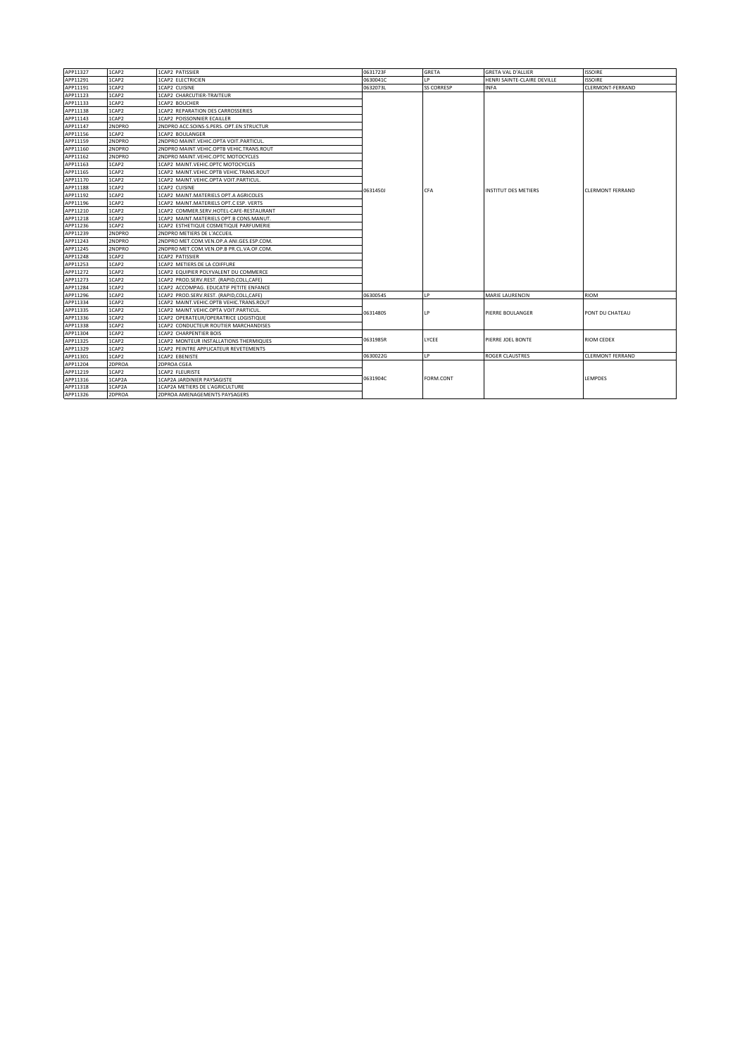| | | | | | | |
|---|---|---|---|---|---|---|
| APP11327 | 1CAP2 | 1CAP2 PATISSIER | 0631723F | GRETA | GRETA VAL D'ALLIER | ISSOIRE |
| APP11291 | 1CAP2 | 1CAP2 ELECTRICIEN | 0630041C | LP | HENRI SAINTE-CLAIRE DEVILLE | ISSOIRE |
| APP11191 | 1CAP2 | 1CAP2 CUISINE | 0632073L | SS CORRESP | INFA | CLERMONT-FERRAND |
| APP11123 | 1CAP2 | 1CAP2 CHARCUTIER-TRAITEUR | 0631450J | CFA | INSTITUT DES METIERS | CLERMONT FERRAND |
| APP11133 | 1CAP2 | 1CAP2 BOUCHER | | | | |
| APP11138 | 1CAP2 | 1CAP2 REPARATION DES CARROSSERIES | | | | |
| APP11143 | 1CAP2 | 1CAP2 POISSONNIER ECAILLER | | | | |
| APP11147 | 2NDPRO | 2NDPRO ACC.SOINS-S.PERS. OPT.EN STRUCTUR | | | | |
| APP11156 | 1CAP2 | 1CAP2 BOULANGER | | | | |
| APP11159 | 2NDPRO | 2NDPRO MAINT.VEHIC.OPTA VOIT.PARTICUL. | | | | |
| APP11160 | 2NDPRO | 2NDPRO MAINT.VEHIC.OPTB VEHIC.TRANS.ROUT | | | | |
| APP11162 | 2NDPRO | 2NDPRO MAINT.VEHIC.OPTC MOTOCYCLES | | | | |
| APP11163 | 1CAP2 | 1CAP2 MAINT.VEHIC.OPTC MOTOCYCLES | | | | |
| APP11165 | 1CAP2 | 1CAP2 MAINT.VEHIC.OPTB VEHIC.TRANS.ROUT | | | | |
| APP11170 | 1CAP2 | 1CAP2 MAINT.VEHIC.OPTA VOIT.PARTICUL. | | | | |
| APP11188 | 1CAP2 | 1CAP2 CUISINE | | | | |
| APP11192 | 1CAP2 | 1CAP2 MAINT.MATERIELS OPT.A AGRICOLES | | | | |
| APP11196 | 1CAP2 | 1CAP2 MAINT.MATERIELS OPT.C ESP. VERTS | | | | |
| APP11210 | 1CAP2 | 1CAP2 COMMER.SERV.HOTEL-CAFE-RESTAURANT | | | | |
| APP11218 | 1CAP2 | 1CAP2 MAINT.MATERIELS OPT.B CONS.MANUT. | | | | |
| APP11236 | 1CAP2 | 1CAP2 ESTHETIQUE COSMETIQUE PARFUMERIE | | | | |
| APP11239 | 2NDPRO | 2NDPRO METIERS DE L'ACCUEIL | | | | |
| APP11243 | 2NDPRO | 2NDPRO MET.COM.VEN.OP.A ANI.GES.ESP.COM. | | | | |
| APP11245 | 2NDPRO | 2NDPRO MET.COM.VEN.OP.B PR.CL.VA.OF.COM. | | | | |
| APP11248 | 1CAP2 | 1CAP2 PATISSIER | | | | |
| APP11253 | 1CAP2 | 1CAP2 METIERS DE LA COIFFURE | | | | |
| APP11272 | 1CAP2 | 1CAP2 EQUIPIER POLYVALENT DU COMMERCE | | | | |
| APP11273 | 1CAP2 | 1CAP2 PROD.SERV.REST. (RAPID,COLL,CAFE) | | | | |
| APP11284 | 1CAP2 | 1CAP2 ACCOMPAG. EDUCATIF PETITE ENFANCE | | | | |
| APP11296 | 1CAP2 | 1CAP2 PROD.SERV.REST. (RAPID,COLL,CAFE) | 0630054S | LP | MARIE LAURENCIN | RIOM |
| APP11334 | 1CAP2 | 1CAP2 MAINT.VEHIC.OPTB VEHIC.TRANS.ROUT | 0631480S | LP | PIERRE BOULANGER | PONT DU CHATEAU |
| APP11335 | 1CAP2 | 1CAP2 MAINT.VEHIC.OPTA VOIT.PARTICUL. | | | | |
| APP11336 | 1CAP2 | 1CAP2 OPERATEUR/OPERATRICE LOGISTIQUE | | | | |
| APP11338 | 1CAP2 | 1CAP2 CONDUCTEUR ROUTIER MARCHANDISES | | | | |
| APP11304 | 1CAP2 | 1CAP2 CHARPENTIER BOIS | 0631985R | LYCEE | PIERRE JOEL BONTE | RIOM CEDEX |
| APP11325 | 1CAP2 | 1CAP2 MONTEUR INSTALLATIONS THERMIQUES | | | | |
| APP11329 | 1CAP2 | 1CAP2 PEINTRE APPLICATEUR REVETEMENTS | | | | |
| APP11301 | 1CAP2 | 1CAP2 EBENISTE | 0630022G | LP | ROGER CLAUSTRES | CLERMONT FERRAND |
| APP11204 | 2DPROA | 2DPROA CGEA | 0631904C | FORM.CONT | | LEMPDES |
| APP11219 | 1CAP2 | 1CAP2 FLEURISTE | | | | |
| APP11316 | 1CAP2A | 1CAP2A JARDINIER PAYSAGISTE | | | | |
| APP11318 | 1CAP2A | 1CAP2A METIERS DE L'AGRICULTURE | | | | |
| APP11326 | 2DPROA | 2DPROA AMENAGEMENTS PAYSAGERS | | | | |